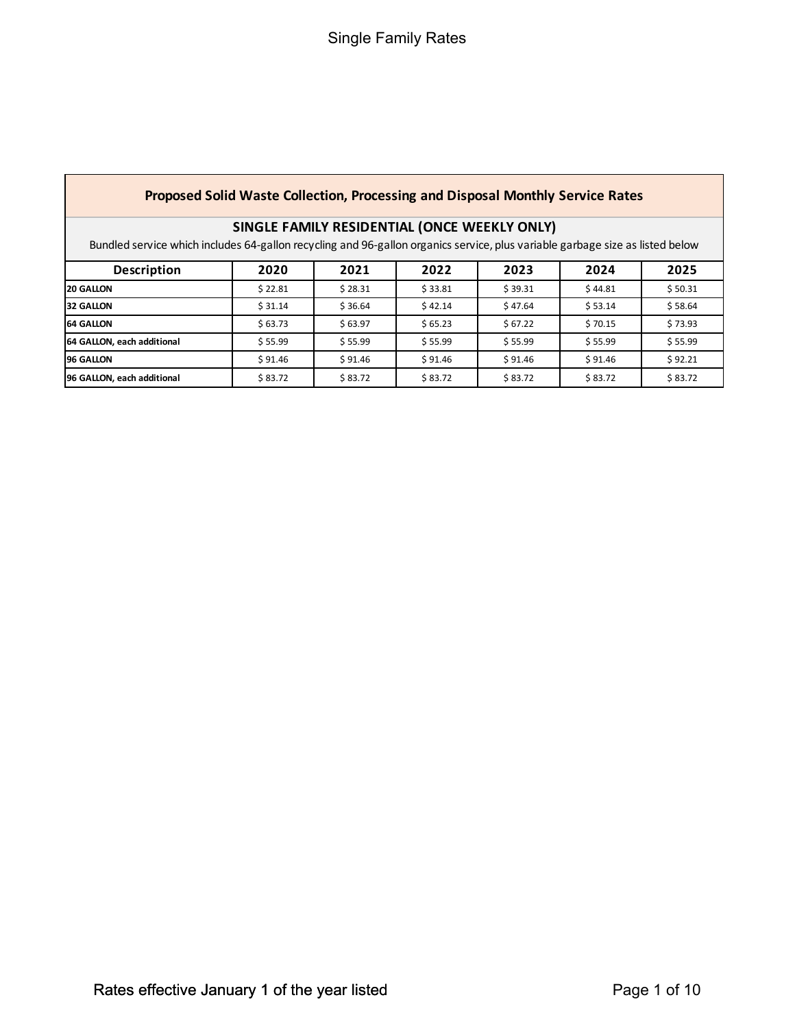## Proposed Solid Waste Collection, Processing and Disposal Monthly Service Rates

### SINGLE FAMILY RESIDENTIAL (ONCE WEEKLY ONLY)

Bundled service which includes 64-gallon recycling and 96-gallon organics service, plus variable garbage size as listed below

| Description | 2020 | 2021 | 2022 | 2023 | 2024 | 2025 |
|---|---|---|---|---|---|---|
| **20 GALLON** | $ 22.81 | $ 28.31 | $ 33.81 | $ 39.31 | $ 44.81 | $ 50.31 |
| **32 GALLON** | $ 31.14 | $ 36.64 | $ 42.14 | $ 47.64 | $ 53.14 | $ 58.64 |
| **64 GALLON** | $ 63.73 | $ 63.97 | $ 65.23 | $ 67.22 | $ 70.15 | $ 73.93 |
| **64 GALLON, each additional** | $ 55.99 | $ 55.99 | $ 55.99 | $ 55.99 | $ 55.99 | $ 55.99 |
| **96 GALLON** | $ 91.46 | $ 91.46 | $ 91.46 | $ 91.46 | $ 91.46 | $ 92.21 |
| **96 GALLON, each additional** | $ 83.72 | $ 83.72 | $ 83.72 | $ 83.72 | $ 83.72 | $ 83.72 |

Rates effective January 1 of the year listed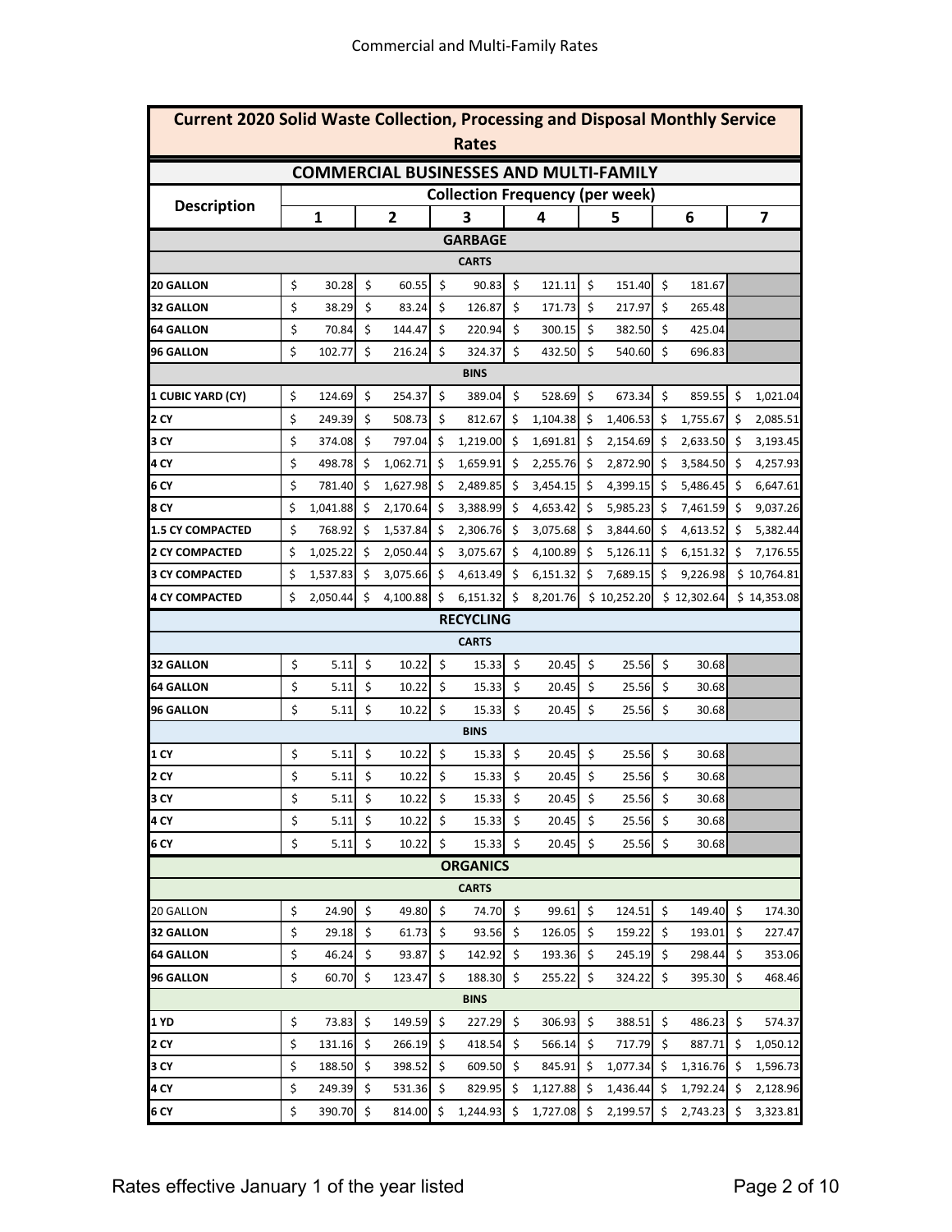## Commercial and Multi-Family Rates

| Current 2020 Solid Waste Collection, Processing and Disposal Monthly Service Rates | | | | | | | |
|---|---|---|---|---|---|---|---|
| **COMMERCIAL BUSINESSES AND MULTI-FAMILY** | | | | | | | |
| **Description** | **Collection Frequency (per week)** | | | | | | |
| | **1** | **2** | **3** | **4** | **5** | **6** | **7** |
| **GARBAGE** | | | | | | | |
| **CARTS** | | | | | | | |
| **20 GALLON** | $ 30.28 | $ 60.55 | $ 90.83 | $ 121.11 | $ 151.40 | $ 181.67 | |
| **32 GALLON** | $ 38.29 | $ 83.24 | $ 126.87 | $ 171.73 | $ 217.97 | $ 265.48 | |
| **64 GALLON** | $ 70.84 | $ 144.47 | $ 220.94 | $ 300.15 | $ 382.50 | $ 425.04 | |
| **96 GALLON** | $ 102.77 | $ 216.24 | $ 324.37 | $ 432.50 | $ 540.60 | $ 696.83 | |
| **BINS** | | | | | | | |
| **1 CUBIC YARD (CY)** | $ 124.69 | $ 254.37 | $ 389.04 | $ 528.69 | $ 673.34 | $ 859.55 | $ 1,021.04 |
| **2 CY** | $ 249.39 | $ 508.73 | $ 812.67 | $ 1,104.38 | $ 1,406.53 | $ 1,755.67 | $ 2,085.51 |
| **3 CY** | $ 374.08 | $ 797.04 | $ 1,219.00 | $ 1,691.81 | $ 2,154.69 | $ 2,633.50 | $ 3,193.45 |
| **4 CY** | $ 498.78 | $ 1,062.71 | $ 1,659.91 | $ 2,255.76 | $ 2,872.90 | $ 3,584.50 | $ 4,257.93 |
| **6 CY** | $ 781.40 | $ 1,627.98 | $ 2,489.85 | $ 3,454.15 | $ 4,399.15 | $ 5,486.45 | $ 6,647.61 |
| **8 CY** | $ 1,041.88 | $ 2,170.64 | $ 3,388.99 | $ 4,653.42 | $ 5,985.23 | $ 7,461.59 | $ 9,037.26 |
| **1.5 CY COMPACTED** | $ 768.92 | $ 1,537.84 | $ 2,306.76 | $ 3,075.68 | $ 3,844.60 | $ 4,613.52 | $ 5,382.44 |
| **2 CY COMPACTED** | $ 1,025.22 | $ 2,050.44 | $ 3,075.67 | $ 4,100.89 | $ 5,126.11 | $ 6,151.32 | $ 7,176.55 |
| **3 CY COMPACTED** | $ 1,537.83 | $ 3,075.66 | $ 4,613.49 | $ 6,151.32 | $ 7,689.15 | $ 9,226.98 | $ 10,764.81 |
| **4 CY COMPACTED** | $ 2,050.44 | $ 4,100.88 | $ 6,151.32 | $ 8,201.76 | $ 10,252.20 | $ 12,302.64 | $ 14,353.08 |
| **RECYCLING** | | | | | | | |
| **CARTS** | | | | | | | |
| **32 GALLON** | $ 5.11 | $ 10.22 | $ 15.33 | $ 20.45 | $ 25.56 | $ 30.68 | |
| **64 GALLON** | $ 5.11 | $ 10.22 | $ 15.33 | $ 20.45 | $ 25.56 | $ 30.68 | |
| **96 GALLON** | $ 5.11 | $ 10.22 | $ 15.33 | $ 20.45 | $ 25.56 | $ 30.68 | |
| **BINS** | | | | | | | |
| **1 CY** | $ 5.11 | $ 10.22 | $ 15.33 | $ 20.45 | $ 25.56 | $ 30.68 | |
| **2 CY** | $ 5.11 | $ 10.22 | $ 15.33 | $ 20.45 | $ 25.56 | $ 30.68 | |
| **3 CY** | $ 5.11 | $ 10.22 | $ 15.33 | $ 20.45 | $ 25.56 | $ 30.68 | |
| **4 CY** | $ 5.11 | $ 10.22 | $ 15.33 | $ 20.45 | $ 25.56 | $ 30.68 | |
| **6 CY** | $ 5.11 | $ 10.22 | $ 15.33 | $ 20.45 | $ 25.56 | $ 30.68 | |
| **ORGANICS** | | | | | | | |
| **CARTS** | | | | | | | |
| 20 GALLON | $ 24.90 | $ 49.80 | $ 74.70 | $ 99.61 | $ 124.51 | $ 149.40 | $ 174.30 |
| **32 GALLON** | $ 29.18 | $ 61.73 | $ 93.56 | $ 126.05 | $ 159.22 | $ 193.01 | $ 227.47 |
| **64 GALLON** | $ 46.24 | $ 93.87 | $ 142.92 | $ 193.36 | $ 245.19 | $ 298.44 | $ 353.06 |
| **96 GALLON** | $ 60.70 | $ 123.47 | $ 188.30 | $ 255.22 | $ 324.22 | $ 395.30 | $ 468.46 |
| **BINS** | | | | | | | |
| **1 YD** | $ 73.83 | $ 149.59 | $ 227.29 | $ 306.93 | $ 388.51 | $ 486.23 | $ 574.37 |
| **2 CY** | $ 131.16 | $ 266.19 | $ 418.54 | $ 566.14 | $ 717.79 | $ 887.71 | $ 1,050.12 |
| **3 CY** | $ 188.50 | $ 398.52 | $ 609.50 | $ 845.91 | $ 1,077.34 | $ 1,316.76 | $ 1,596.73 |
| **4 CY** | $ 249.39 | $ 531.36 | $ 829.95 | $ 1,127.88 | $ 1,436.44 | $ 1,792.24 | $ 2,128.96 |
| **6 CY** | $ 390.70 | $ 814.00 | $ 1,244.93 | $ 1,727.08 | $ 2,199.57 | $ 2,743.23 | $ 3,323.81 |

Rates effective January 1 of the year listed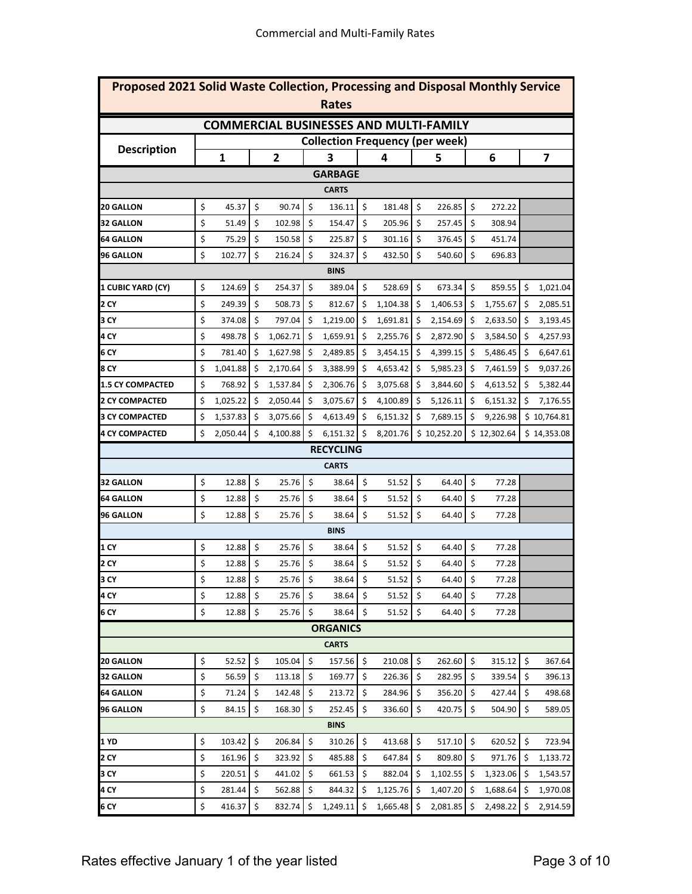## Commercial and Multi-Family Rates

| Proposed 2021 Solid Waste Collection, Processing and Disposal Monthly Service Rates | | | | | | | |
|---|---|---|---|---|---|---|---|
| **COMMERCIAL BUSINESSES AND MULTI-FAMILY** | | | | | | | |
| **Description** | **Collection Frequency (per week)** | | | | | | |
| | **1** | **2** | **3** | **4** | **5** | **6** | **7** |
| **GARBAGE** | | | | | | | |
| **CARTS** | | | | | | | |
| **20 GALLON** | $ 45.37 | $ 90.74 | $ 136.11 | $ 181.48 | $ 226.85 | $ 272.22 | |
| **32 GALLON** | $ 51.49 | $ 102.98 | $ 154.47 | $ 205.96 | $ 257.45 | $ 308.94 | |
| **64 GALLON** | $ 75.29 | $ 150.58 | $ 225.87 | $ 301.16 | $ 376.45 | $ 451.74 | |
| **96 GALLON** | $ 102.77 | $ 216.24 | $ 324.37 | $ 432.50 | $ 540.60 | $ 696.83 | |
| **BINS** | | | | | | | |
| **1 CUBIC YARD (CY)** | $ 124.69 | $ 254.37 | $ 389.04 | $ 528.69 | $ 673.34 | $ 859.55 | $ 1,021.04 |
| **2 CY** | $ 249.39 | $ 508.73 | $ 812.67 | $ 1,104.38 | $ 1,406.53 | $ 1,755.67 | $ 2,085.51 |
| **3 CY** | $ 374.08 | $ 797.04 | $ 1,219.00 | $ 1,691.81 | $ 2,154.69 | $ 2,633.50 | $ 3,193.45 |
| **4 CY** | $ 498.78 | $ 1,062.71 | $ 1,659.91 | $ 2,255.76 | $ 2,872.90 | $ 3,584.50 | $ 4,257.93 |
| **6 CY** | $ 781.40 | $ 1,627.98 | $ 2,489.85 | $ 3,454.15 | $ 4,399.15 | $ 5,486.45 | $ 6,647.61 |
| **8 CY** | $ 1,041.88 | $ 2,170.64 | $ 3,388.99 | $ 4,653.42 | $ 5,985.23 | $ 7,461.59 | $ 9,037.26 |
| **1.5 CY COMPACTED** | $ 768.92 | $ 1,537.84 | $ 2,306.76 | $ 3,075.68 | $ 3,844.60 | $ 4,613.52 | $ 5,382.44 |
| **2 CY COMPACTED** | $ 1,025.22 | $ 2,050.44 | $ 3,075.67 | $ 4,100.89 | $ 5,126.11 | $ 6,151.32 | $ 7,176.55 |
| **3 CY COMPACTED** | $ 1,537.83 | $ 3,075.66 | $ 4,613.49 | $ 6,151.32 | $ 7,689.15 | $ 9,226.98 | $ 10,764.81 |
| **4 CY COMPACTED** | $ 2,050.44 | $ 4,100.88 | $ 6,151.32 | $ 8,201.76 | $ 10,252.20 | $ 12,302.64 | $ 14,353.08 |
| **RECYCLING** | | | | | | | |
| **CARTS** | | | | | | | |
| **32 GALLON** | $ 12.88 | $ 25.76 | $ 38.64 | $ 51.52 | $ 64.40 | $ 77.28 | |
| **64 GALLON** | $ 12.88 | $ 25.76 | $ 38.64 | $ 51.52 | $ 64.40 | $ 77.28 | |
| **96 GALLON** | $ 12.88 | $ 25.76 | $ 38.64 | $ 51.52 | $ 64.40 | $ 77.28 | |
| **BINS** | | | | | | | |
| **1 CY** | $ 12.88 | $ 25.76 | $ 38.64 | $ 51.52 | $ 64.40 | $ 77.28 | |
| **2 CY** | $ 12.88 | $ 25.76 | $ 38.64 | $ 51.52 | $ 64.40 | $ 77.28 | |
| **3 CY** | $ 12.88 | $ 25.76 | $ 38.64 | $ 51.52 | $ 64.40 | $ 77.28 | |
| **4 CY** | $ 12.88 | $ 25.76 | $ 38.64 | $ 51.52 | $ 64.40 | $ 77.28 | |
| **6 CY** | $ 12.88 | $ 25.76 | $ 38.64 | $ 51.52 | $ 64.40 | $ 77.28 | |
| **ORGANICS** | | | | | | | |
| **CARTS** | | | | | | | |
| **20 GALLON** | $ 52.52 | $ 105.04 | $ 157.56 | $ 210.08 | $ 262.60 | $ 315.12 | $ 367.64 |
| **32 GALLON** | $ 56.59 | $ 113.18 | $ 169.77 | $ 226.36 | $ 282.95 | $ 339.54 | $ 396.13 |
| **64 GALLON** | $ 71.24 | $ 142.48 | $ 213.72 | $ 284.96 | $ 356.20 | $ 427.44 | $ 498.68 |
| **96 GALLON** | $ 84.15 | $ 168.30 | $ 252.45 | $ 336.60 | $ 420.75 | $ 504.90 | $ 589.05 |
| **BINS** | | | | | | | |
| **1 YD** | $ 103.42 | $ 206.84 | $ 310.26 | $ 413.68 | $ 517.10 | $ 620.52 | $ 723.94 |
| **2 CY** | $ 161.96 | $ 323.92 | $ 485.88 | $ 647.84 | $ 809.80 | $ 971.76 | $ 1,133.72 |
| **3 CY** | $ 220.51 | $ 441.02 | $ 661.53 | $ 882.04 | $ 1,102.55 | $ 1,323.06 | $ 1,543.57 |
| **4 CY** | $ 281.44 | $ 562.88 | $ 844.32 | $ 1,125.76 | $ 1,407.20 | $ 1,688.64 | $ 1,970.08 |
| **6 CY** | $ 416.37 | $ 832.74 | $ 1,249.11 | $ 1,665.48 | $ 2,081.85 | $ 2,498.22 | $ 2,914.59 |

Rates effective January 1 of the year listed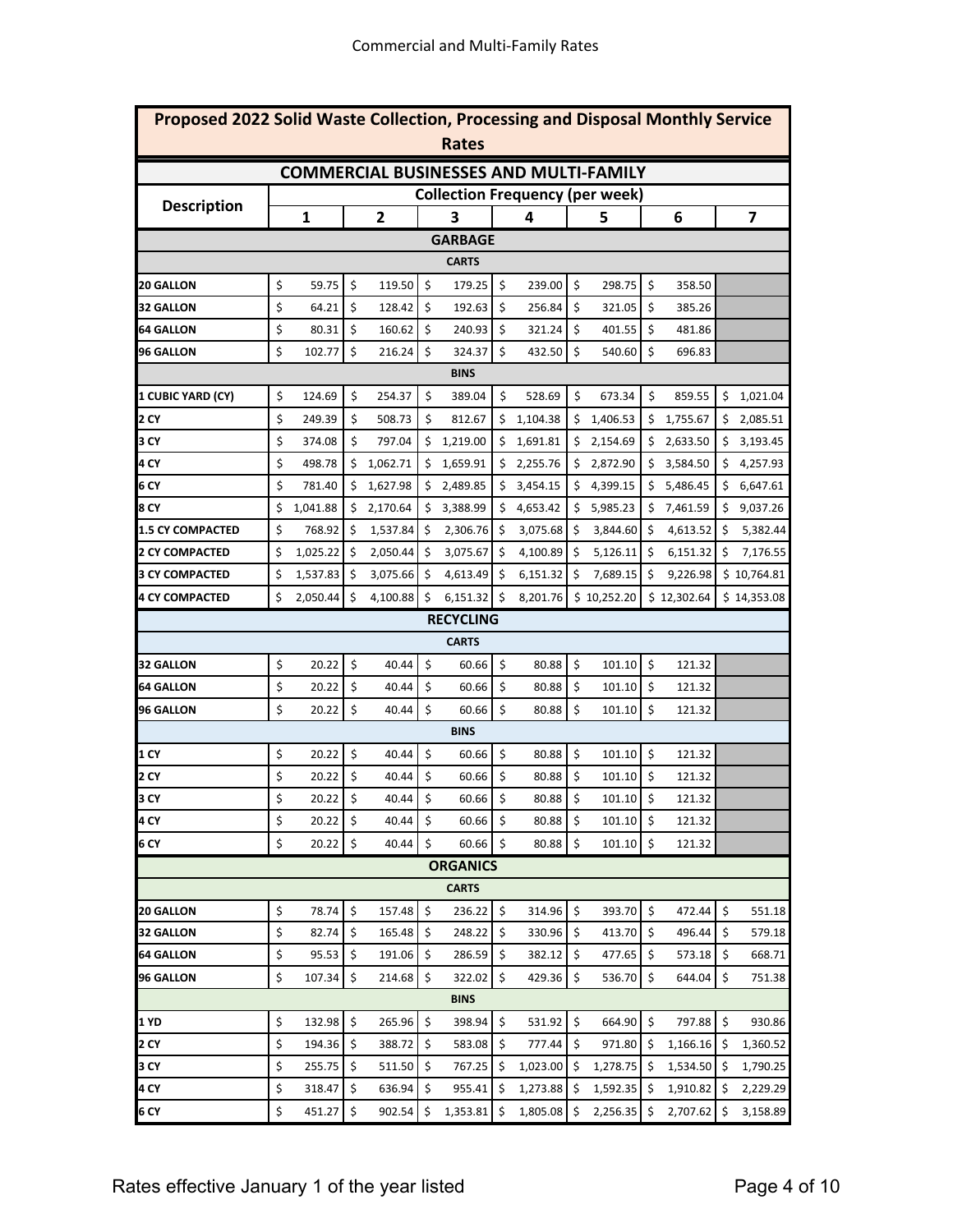Commercial and Multi-Family Rates

| Proposed 2022 Solid Waste Collection, Processing and Disposal Monthly Service Rates | | | | | | | |
|---|---|---|---|---|---|---|---|
| **COMMERCIAL BUSINESSES AND MULTI-FAMILY** | | | | | | | |
| **Description** | **Collection Frequency (per week)** | | | | | | |
| | **1** | **2** | **3** | **4** | **5** | **6** | **7** |
| **GARBAGE** | | | | | | | |
| **CARTS** | | | | | | | |
| **20 GALLON** | $ 59.75 | $ 119.50 | $ 179.25 | $ 239.00 | $ 298.75 | $ 358.50 | |
| **32 GALLON** | $ 64.21 | $ 128.42 | $ 192.63 | $ 256.84 | $ 321.05 | $ 385.26 | |
| **64 GALLON** | $ 80.31 | $ 160.62 | $ 240.93 | $ 321.24 | $ 401.55 | $ 481.86 | |
| **96 GALLON** | $ 102.77 | $ 216.24 | $ 324.37 | $ 432.50 | $ 540.60 | $ 696.83 | |
| **BINS** | | | | | | | |
| **1 CUBIC YARD (CY)** | $ 124.69 | $ 254.37 | $ 389.04 | $ 528.69 | $ 673.34 | $ 859.55 | $ 1,021.04 |
| **2 CY** | $ 249.39 | $ 508.73 | $ 812.67 | $ 1,104.38 | $ 1,406.53 | $ 1,755.67 | $ 2,085.51 |
| **3 CY** | $ 374.08 | $ 797.04 | $ 1,219.00 | $ 1,691.81 | $ 2,154.69 | $ 2,633.50 | $ 3,193.45 |
| **4 CY** | $ 498.78 | $ 1,062.71 | $ 1,659.91 | $ 2,255.76 | $ 2,872.90 | $ 3,584.50 | $ 4,257.93 |
| **6 CY** | $ 781.40 | $ 1,627.98 | $ 2,489.85 | $ 3,454.15 | $ 4,399.15 | $ 5,486.45 | $ 6,647.61 |
| **8 CY** | $ 1,041.88 | $ 2,170.64 | $ 3,388.99 | $ 4,653.42 | $ 5,985.23 | $ 7,461.59 | $ 9,037.26 |
| **1.5 CY COMPACTED** | $ 768.92 | $ 1,537.84 | $ 2,306.76 | $ 3,075.68 | $ 3,844.60 | $ 4,613.52 | $ 5,382.44 |
| **2 CY COMPACTED** | $ 1,025.22 | $ 2,050.44 | $ 3,075.67 | $ 4,100.89 | $ 5,126.11 | $ 6,151.32 | $ 7,176.55 |
| **3 CY COMPACTED** | $ 1,537.83 | $ 3,075.66 | $ 4,613.49 | $ 6,151.32 | $ 7,689.15 | $ 9,226.98 | $ 10,764.81 |
| **4 CY COMPACTED** | $ 2,050.44 | $ 4,100.88 | $ 6,151.32 | $ 8,201.76 | $ 10,252.20 | $ 12,302.64 | $ 14,353.08 |
| **RECYCLING** | | | | | | | |
| **CARTS** | | | | | | | |
| **32 GALLON** | $ 20.22 | $ 40.44 | $ 60.66 | $ 80.88 | $ 101.10 | $ 121.32 | |
| **64 GALLON** | $ 20.22 | $ 40.44 | $ 60.66 | $ 80.88 | $ 101.10 | $ 121.32 | |
| **96 GALLON** | $ 20.22 | $ 40.44 | $ 60.66 | $ 80.88 | $ 101.10 | $ 121.32 | |
| **BINS** | | | | | | | |
| **1 CY** | $ 20.22 | $ 40.44 | $ 60.66 | $ 80.88 | $ 101.10 | $ 121.32 | |
| **2 CY** | $ 20.22 | $ 40.44 | $ 60.66 | $ 80.88 | $ 101.10 | $ 121.32 | |
| **3 CY** | $ 20.22 | $ 40.44 | $ 60.66 | $ 80.88 | $ 101.10 | $ 121.32 | |
| **4 CY** | $ 20.22 | $ 40.44 | $ 60.66 | $ 80.88 | $ 101.10 | $ 121.32 | |
| **6 CY** | $ 20.22 | $ 40.44 | $ 60.66 | $ 80.88 | $ 101.10 | $ 121.32 | |
| **ORGANICS** | | | | | | | |
| **CARTS** | | | | | | | |
| **20 GALLON** | $ 78.74 | $ 157.48 | $ 236.22 | $ 314.96 | $ 393.70 | $ 472.44 | $ 551.18 |
| **32 GALLON** | $ 82.74 | $ 165.48 | $ 248.22 | $ 330.96 | $ 413.70 | $ 496.44 | $ 579.18 |
| **64 GALLON** | $ 95.53 | $ 191.06 | $ 286.59 | $ 382.12 | $ 477.65 | $ 573.18 | $ 668.71 |
| **96 GALLON** | $ 107.34 | $ 214.68 | $ 322.02 | $ 429.36 | $ 536.70 | $ 644.04 | $ 751.38 |
| **BINS** | | | | | | | |
| **1 YD** | $ 132.98 | $ 265.96 | $ 398.94 | $ 531.92 | $ 664.90 | $ 797.88 | $ 930.86 |
| **2 CY** | $ 194.36 | $ 388.72 | $ 583.08 | $ 777.44 | $ 971.80 | $ 1,166.16 | $ 1,360.52 |
| **3 CY** | $ 255.75 | $ 511.50 | $ 767.25 | $ 1,023.00 | $ 1,278.75 | $ 1,534.50 | $ 1,790.25 |
| **4 CY** | $ 318.47 | $ 636.94 | $ 955.41 | $ 1,273.88 | $ 1,592.35 | $ 1,910.82 | $ 2,229.29 |
| **6 CY** | $ 451.27 | $ 902.54 | $ 1,353.81 | $ 1,805.08 | $ 2,256.35 | $ 2,707.62 | $ 3,158.89 |

Rates effective January 1 of the year listed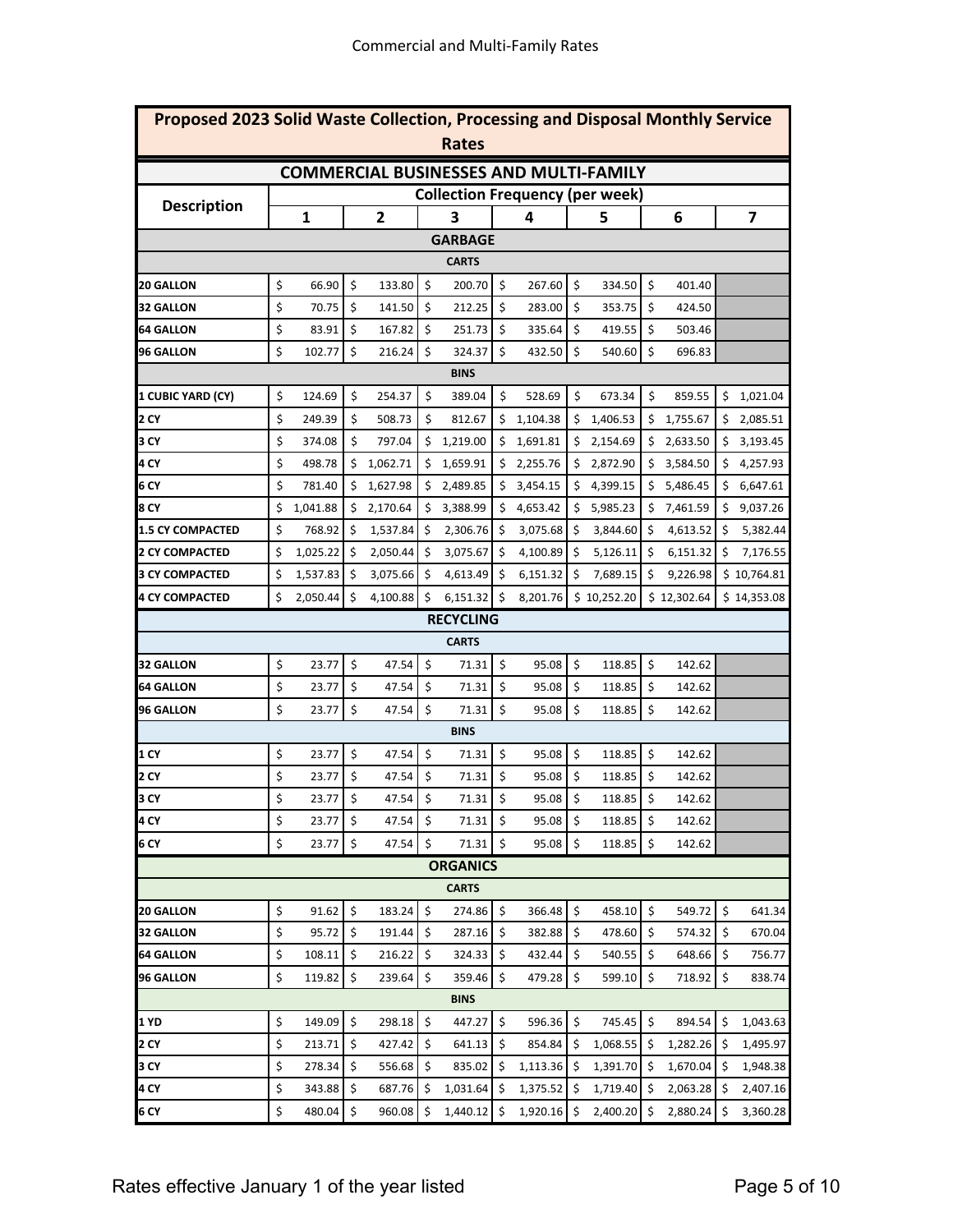# Commercial and Multi-Family Rates

| Proposed 2023 Solid Waste Collection, Processing and Disposal Monthly Service Rates | | | | | | | |
|---|---|---|---|---|---|---|---|
| **COMMERCIAL BUSINESSES AND MULTI-FAMILY** | | | | | | | |
| **Description** | **Collection Frequency (per week)** | | | | | | |
| | **1** | **2** | **3** | **4** | **5** | **6** | **7** |
| **GARBAGE** | | | | | | | |
| **CARTS** | | | | | | | |
| **20 GALLON** | $ 66.90 | $ 133.80 | $ 200.70 | $ 267.60 | $ 334.50 | $ 401.40 | |
| **32 GALLON** | $ 70.75 | $ 141.50 | $ 212.25 | $ 283.00 | $ 353.75 | $ 424.50 | |
| **64 GALLON** | $ 83.91 | $ 167.82 | $ 251.73 | $ 335.64 | $ 419.55 | $ 503.46 | |
| **96 GALLON** | $ 102.77 | $ 216.24 | $ 324.37 | $ 432.50 | $ 540.60 | $ 696.83 | |
| **BINS** | | | | | | | |
| **1 CUBIC YARD (CY)** | $ 124.69 | $ 254.37 | $ 389.04 | $ 528.69 | $ 673.34 | $ 859.55 | $ 1,021.04 |
| **2 CY** | $ 249.39 | $ 508.73 | $ 812.67 | $ 1,104.38 | $ 1,406.53 | $ 1,755.67 | $ 2,085.51 |
| **3 CY** | $ 374.08 | $ 797.04 | $ 1,219.00 | $ 1,691.81 | $ 2,154.69 | $ 2,633.50 | $ 3,193.45 |
| **4 CY** | $ 498.78 | $ 1,062.71 | $ 1,659.91 | $ 2,255.76 | $ 2,872.90 | $ 3,584.50 | $ 4,257.93 |
| **6 CY** | $ 781.40 | $ 1,627.98 | $ 2,489.85 | $ 3,454.15 | $ 4,399.15 | $ 5,486.45 | $ 6,647.61 |
| **8 CY** | $ 1,041.88 | $ 2,170.64 | $ 3,388.99 | $ 4,653.42 | $ 5,985.23 | $ 7,461.59 | $ 9,037.26 |
| **1.5 CY COMPACTED** | $ 768.92 | $ 1,537.84 | $ 2,306.76 | $ 3,075.68 | $ 3,844.60 | $ 4,613.52 | $ 5,382.44 |
| **2 CY COMPACTED** | $ 1,025.22 | $ 2,050.44 | $ 3,075.67 | $ 4,100.89 | $ 5,126.11 | $ 6,151.32 | $ 7,176.55 |
| **3 CY COMPACTED** | $ 1,537.83 | $ 3,075.66 | $ 4,613.49 | $ 6,151.32 | $ 7,689.15 | $ 9,226.98 | $ 10,764.81 |
| **4 CY COMPACTED** | $ 2,050.44 | $ 4,100.88 | $ 6,151.32 | $ 8,201.76 | $ 10,252.20 | $ 12,302.64 | $ 14,353.08 |
| **RECYCLING** | | | | | | | |
| **CARTS** | | | | | | | |
| **32 GALLON** | $ 23.77 | $ 47.54 | $ 71.31 | $ 95.08 | $ 118.85 | $ 142.62 | |
| **64 GALLON** | $ 23.77 | $ 47.54 | $ 71.31 | $ 95.08 | $ 118.85 | $ 142.62 | |
| **96 GALLON** | $ 23.77 | $ 47.54 | $ 71.31 | $ 95.08 | $ 118.85 | $ 142.62 | |
| **BINS** | | | | | | | |
| **1 CY** | $ 23.77 | $ 47.54 | $ 71.31 | $ 95.08 | $ 118.85 | $ 142.62 | |
| **2 CY** | $ 23.77 | $ 47.54 | $ 71.31 | $ 95.08 | $ 118.85 | $ 142.62 | |
| **3 CY** | $ 23.77 | $ 47.54 | $ 71.31 | $ 95.08 | $ 118.85 | $ 142.62 | |
| **4 CY** | $ 23.77 | $ 47.54 | $ 71.31 | $ 95.08 | $ 118.85 | $ 142.62 | |
| **6 CY** | $ 23.77 | $ 47.54 | $ 71.31 | $ 95.08 | $ 118.85 | $ 142.62 | |
| **ORGANICS** | | | | | | | |
| **CARTS** | | | | | | | |
| **20 GALLON** | $ 91.62 | $ 183.24 | $ 274.86 | $ 366.48 | $ 458.10 | $ 549.72 | $ 641.34 |
| **32 GALLON** | $ 95.72 | $ 191.44 | $ 287.16 | $ 382.88 | $ 478.60 | $ 574.32 | $ 670.04 |
| **64 GALLON** | $ 108.11 | $ 216.22 | $ 324.33 | $ 432.44 | $ 540.55 | $ 648.66 | $ 756.77 |
| **96 GALLON** | $ 119.82 | $ 239.64 | $ 359.46 | $ 479.28 | $ 599.10 | $ 718.92 | $ 838.74 |
| **BINS** | | | | | | | |
| **1 YD** | $ 149.09 | $ 298.18 | $ 447.27 | $ 596.36 | $ 745.45 | $ 894.54 | $ 1,043.63 |
| **2 CY** | $ 213.71 | $ 427.42 | $ 641.13 | $ 854.84 | $ 1,068.55 | $ 1,282.26 | $ 1,495.97 |
| **3 CY** | $ 278.34 | $ 556.68 | $ 835.02 | $ 1,113.36 | $ 1,391.70 | $ 1,670.04 | $ 1,948.38 |
| **4 CY** | $ 343.88 | $ 687.76 | $ 1,031.64 | $ 1,375.52 | $ 1,719.40 | $ 2,063.28 | $ 2,407.16 |
| **6 CY** | $ 480.04 | $ 960.08 | $ 1,440.12 | $ 1,920.16 | $ 2,400.20 | $ 2,880.24 | $ 3,360.28 |

Rates effective January 1 of the year listed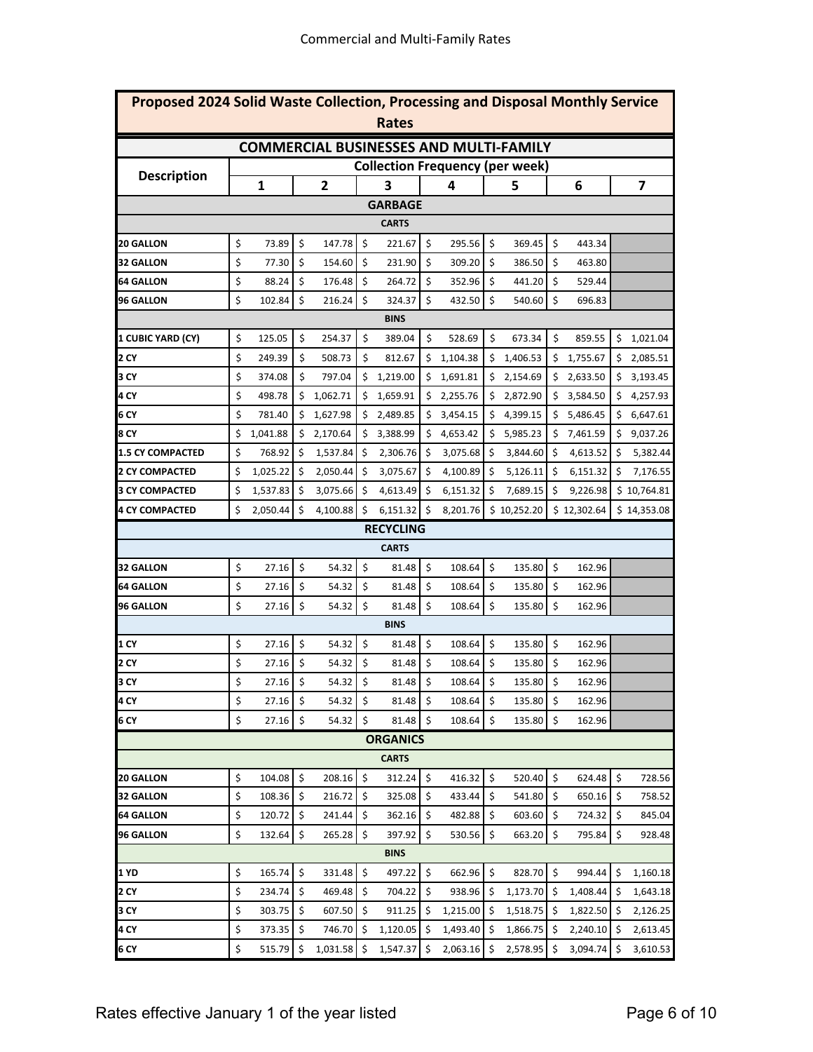Commercial and Multi-Family Rates

| Proposed 2024 Solid Waste Collection, Processing and Disposal Monthly Service Rates | | | | | | | |
|---|---|---|---|---|---|---|---|
| **COMMERCIAL BUSINESSES AND MULTI-FAMILY** | | | | | | | |
| **Description** | **Collection Frequency (per week)** | | | | | | |
| | **1** | **2** | **3** | **4** | **5** | **6** | **7** |
| **GARBAGE** | | | | | | | |
| **CARTS** | | | | | | | |
| **20 GALLON** | $ 73.89 | $ 147.78 | $ 221.67 | $ 295.56 | $ 369.45 | $ 443.34 | |
| **32 GALLON** | $ 77.30 | $ 154.60 | $ 231.90 | $ 309.20 | $ 386.50 | $ 463.80 | |
| **64 GALLON** | $ 88.24 | $ 176.48 | $ 264.72 | $ 352.96 | $ 441.20 | $ 529.44 | |
| **96 GALLON** | $ 102.84 | $ 216.24 | $ 324.37 | $ 432.50 | $ 540.60 | $ 696.83 | |
| **BINS** | | | | | | | |
| **1 CUBIC YARD (CY)** | $ 125.05 | $ 254.37 | $ 389.04 | $ 528.69 | $ 673.34 | $ 859.55 | $ 1,021.04 |
| **2 CY** | $ 249.39 | $ 508.73 | $ 812.67 | $ 1,104.38 | $ 1,406.53 | $ 1,755.67 | $ 2,085.51 |
| **3 CY** | $ 374.08 | $ 797.04 | $ 1,219.00 | $ 1,691.81 | $ 2,154.69 | $ 2,633.50 | $ 3,193.45 |
| **4 CY** | $ 498.78 | $ 1,062.71 | $ 1,659.91 | $ 2,255.76 | $ 2,872.90 | $ 3,584.50 | $ 4,257.93 |
| **6 CY** | $ 781.40 | $ 1,627.98 | $ 2,489.85 | $ 3,454.15 | $ 4,399.15 | $ 5,486.45 | $ 6,647.61 |
| **8 CY** | $ 1,041.88 | $ 2,170.64 | $ 3,388.99 | $ 4,653.42 | $ 5,985.23 | $ 7,461.59 | $ 9,037.26 |
| **1.5 CY COMPACTED** | $ 768.92 | $ 1,537.84 | $ 2,306.76 | $ 3,075.68 | $ 3,844.60 | $ 4,613.52 | $ 5,382.44 |
| **2 CY COMPACTED** | $ 1,025.22 | $ 2,050.44 | $ 3,075.67 | $ 4,100.89 | $ 5,126.11 | $ 6,151.32 | $ 7,176.55 |
| **3 CY COMPACTED** | $ 1,537.83 | $ 3,075.66 | $ 4,613.49 | $ 6,151.32 | $ 7,689.15 | $ 9,226.98 | $ 10,764.81 |
| **4 CY COMPACTED** | $ 2,050.44 | $ 4,100.88 | $ 6,151.32 | $ 8,201.76 | $ 10,252.20 | $ 12,302.64 | $ 14,353.08 |
| **RECYCLING** | | | | | | | |
| **CARTS** | | | | | | | |
| **32 GALLON** | $ 27.16 | $ 54.32 | $ 81.48 | $ 108.64 | $ 135.80 | $ 162.96 | |
| **64 GALLON** | $ 27.16 | $ 54.32 | $ 81.48 | $ 108.64 | $ 135.80 | $ 162.96 | |
| **96 GALLON** | $ 27.16 | $ 54.32 | $ 81.48 | $ 108.64 | $ 135.80 | $ 162.96 | |
| **BINS** | | | | | | | |
| **1 CY** | $ 27.16 | $ 54.32 | $ 81.48 | $ 108.64 | $ 135.80 | $ 162.96 | |
| **2 CY** | $ 27.16 | $ 54.32 | $ 81.48 | $ 108.64 | $ 135.80 | $ 162.96 | |
| **3 CY** | $ 27.16 | $ 54.32 | $ 81.48 | $ 108.64 | $ 135.80 | $ 162.96 | |
| **4 CY** | $ 27.16 | $ 54.32 | $ 81.48 | $ 108.64 | $ 135.80 | $ 162.96 | |
| **6 CY** | $ 27.16 | $ 54.32 | $ 81.48 | $ 108.64 | $ 135.80 | $ 162.96 | |
| **ORGANICS** | | | | | | | |
| **CARTS** | | | | | | | |
| **20 GALLON** | $ 104.08 | $ 208.16 | $ 312.24 | $ 416.32 | $ 520.40 | $ 624.48 | $ 728.56 |
| **32 GALLON** | $ 108.36 | $ 216.72 | $ 325.08 | $ 433.44 | $ 541.80 | $ 650.16 | $ 758.52 |
| **64 GALLON** | $ 120.72 | $ 241.44 | $ 362.16 | $ 482.88 | $ 603.60 | $ 724.32 | $ 845.04 |
| **96 GALLON** | $ 132.64 | $ 265.28 | $ 397.92 | $ 530.56 | $ 663.20 | $ 795.84 | $ 928.48 |
| **BINS** | | | | | | | |
| **1 YD** | $ 165.74 | $ 331.48 | $ 497.22 | $ 662.96 | $ 828.70 | $ 994.44 | $ 1,160.18 |
| **2 CY** | $ 234.74 | $ 469.48 | $ 704.22 | $ 938.96 | $ 1,173.70 | $ 1,408.44 | $ 1,643.18 |
| **3 CY** | $ 303.75 | $ 607.50 | $ 911.25 | $ 1,215.00 | $ 1,518.75 | $ 1,822.50 | $ 2,126.25 |
| **4 CY** | $ 373.35 | $ 746.70 | $ 1,120.05 | $ 1,493.40 | $ 1,866.75 | $ 2,240.10 | $ 2,613.45 |
| **6 CY** | $ 515.79 | $ 1,031.58 | $ 1,547.37 | $ 2,063.16 | $ 2,578.95 | $ 3,094.74 | $ 3,610.53 |

Rates effective January 1 of the year listed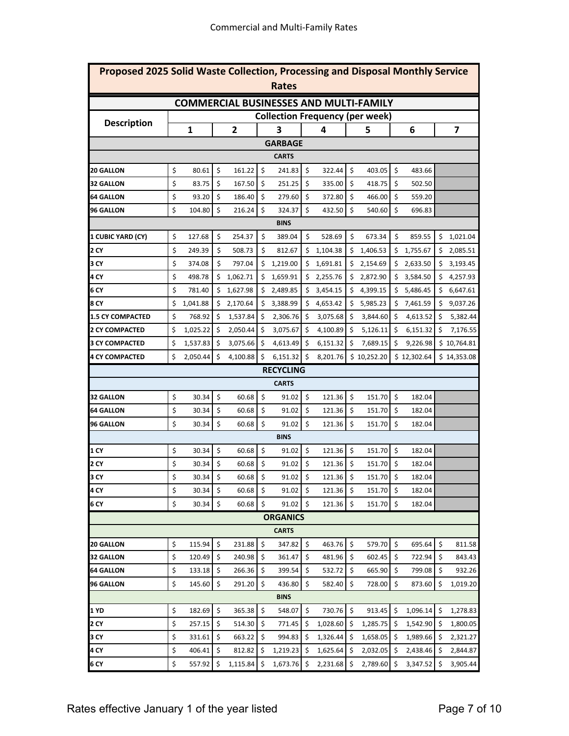# Proposed 2025 Solid Waste Collection, Processing and Disposal Monthly Service Rates

## COMMERCIAL BUSINESSES AND MULTI-FAMILY

| Description | Collection Frequency (per week) | | | | | | |
|---|---|---|---|---|---|---|---|
| | 1 | 2 | 3 | 4 | 5 | 6 | 7 |
| **GARBAGE** | | | | | | | |
| **CARTS** | | | | | | | |
| **20 GALLON** | $ 80.61 | $ 161.22 | $ 241.83 | $ 322.44 | $ 403.05 | $ 483.66 | |
| **32 GALLON** | $ 83.75 | $ 167.50 | $ 251.25 | $ 335.00 | $ 418.75 | $ 502.50 | |
| **64 GALLON** | $ 93.20 | $ 186.40 | $ 279.60 | $ 372.80 | $ 466.00 | $ 559.20 | |
| **96 GALLON** | $ 104.80 | $ 216.24 | $ 324.37 | $ 432.50 | $ 540.60 | $ 696.83 | |
| **BINS** | | | | | | | |
| **1 CUBIC YARD (CY)** | $ 127.68 | $ 254.37 | $ 389.04 | $ 528.69 | $ 673.34 | $ 859.55 | $ 1,021.04 |
| **2 CY** | $ 249.39 | $ 508.73 | $ 812.67 | $ 1,104.38 | $ 1,406.53 | $ 1,755.67 | $ 2,085.51 |
| **3 CY** | $ 374.08 | $ 797.04 | $ 1,219.00 | $ 1,691.81 | $ 2,154.69 | $ 2,633.50 | $ 3,193.45 |
| **4 CY** | $ 498.78 | $ 1,062.71 | $ 1,659.91 | $ 2,255.76 | $ 2,872.90 | $ 3,584.50 | $ 4,257.93 |
| **6 CY** | $ 781.40 | $ 1,627.98 | $ 2,489.85 | $ 3,454.15 | $ 4,399.15 | $ 5,486.45 | $ 6,647.61 |
| **8 CY** | $ 1,041.88 | $ 2,170.64 | $ 3,388.99 | $ 4,653.42 | $ 5,985.23 | $ 7,461.59 | $ 9,037.26 |
| **1.5 CY COMPACTED** | $ 768.92 | $ 1,537.84 | $ 2,306.76 | $ 3,075.68 | $ 3,844.60 | $ 4,613.52 | $ 5,382.44 |
| **2 CY COMPACTED** | $ 1,025.22 | $ 2,050.44 | $ 3,075.67 | $ 4,100.89 | $ 5,126.11 | $ 6,151.32 | $ 7,176.55 |
| **3 CY COMPACTED** | $ 1,537.83 | $ 3,075.66 | $ 4,613.49 | $ 6,151.32 | $ 7,689.15 | $ 9,226.98 | $ 10,764.81 |
| **4 CY COMPACTED** | $ 2,050.44 | $ 4,100.88 | $ 6,151.32 | $ 8,201.76 | $ 10,252.20 | $ 12,302.64 | $ 14,353.08 |
| **RECYCLING** | | | | | | | |
| **CARTS** | | | | | | | |
| **32 GALLON** | $ 30.34 | $ 60.68 | $ 91.02 | $ 121.36 | $ 151.70 | $ 182.04 | |
| **64 GALLON** | $ 30.34 | $ 60.68 | $ 91.02 | $ 121.36 | $ 151.70 | $ 182.04 | |
| **96 GALLON** | $ 30.34 | $ 60.68 | $ 91.02 | $ 121.36 | $ 151.70 | $ 182.04 | |
| **BINS** | | | | | | | |
| **1 CY** | $ 30.34 | $ 60.68 | $ 91.02 | $ 121.36 | $ 151.70 | $ 182.04 | |
| **2 CY** | $ 30.34 | $ 60.68 | $ 91.02 | $ 121.36 | $ 151.70 | $ 182.04 | |
| **3 CY** | $ 30.34 | $ 60.68 | $ 91.02 | $ 121.36 | $ 151.70 | $ 182.04 | |
| **4 CY** | $ 30.34 | $ 60.68 | $ 91.02 | $ 121.36 | $ 151.70 | $ 182.04 | |
| **6 CY** | $ 30.34 | $ 60.68 | $ 91.02 | $ 121.36 | $ 151.70 | $ 182.04 | |
| **ORGANICS** | | | | | | | |
| **CARTS** | | | | | | | |
| **20 GALLON** | $ 115.94 | $ 231.88 | $ 347.82 | $ 463.76 | $ 579.70 | $ 695.64 | $ 811.58 |
| **32 GALLON** | $ 120.49 | $ 240.98 | $ 361.47 | $ 481.96 | $ 602.45 | $ 722.94 | $ 843.43 |
| **64 GALLON** | $ 133.18 | $ 266.36 | $ 399.54 | $ 532.72 | $ 665.90 | $ 799.08 | $ 932.26 |
| **96 GALLON** | $ 145.60 | $ 291.20 | $ 436.80 | $ 582.40 | $ 728.00 | $ 873.60 | $ 1,019.20 |
| **BINS** | | | | | | | |
| **1 YD** | $ 182.69 | $ 365.38 | $ 548.07 | $ 730.76 | $ 913.45 | $ 1,096.14 | $ 1,278.83 |
| **2 CY** | $ 257.15 | $ 514.30 | $ 771.45 | $ 1,028.60 | $ 1,285.75 | $ 1,542.90 | $ 1,800.05 |
| **3 CY** | $ 331.61 | $ 663.22 | $ 994.83 | $ 1,326.44 | $ 1,658.05 | $ 1,989.66 | $ 2,321.27 |
| **4 CY** | $ 406.41 | $ 812.82 | $ 1,219.23 | $ 1,625.64 | $ 2,032.05 | $ 2,438.46 | $ 2,844.87 |
| **6 CY** | $ 557.92 | $ 1,115.84 | $ 1,673.76 | $ 2,231.68 | $ 2,789.60 | $ 3,347.52 | $ 3,905.44 |

Rates effective January 1 of the year listed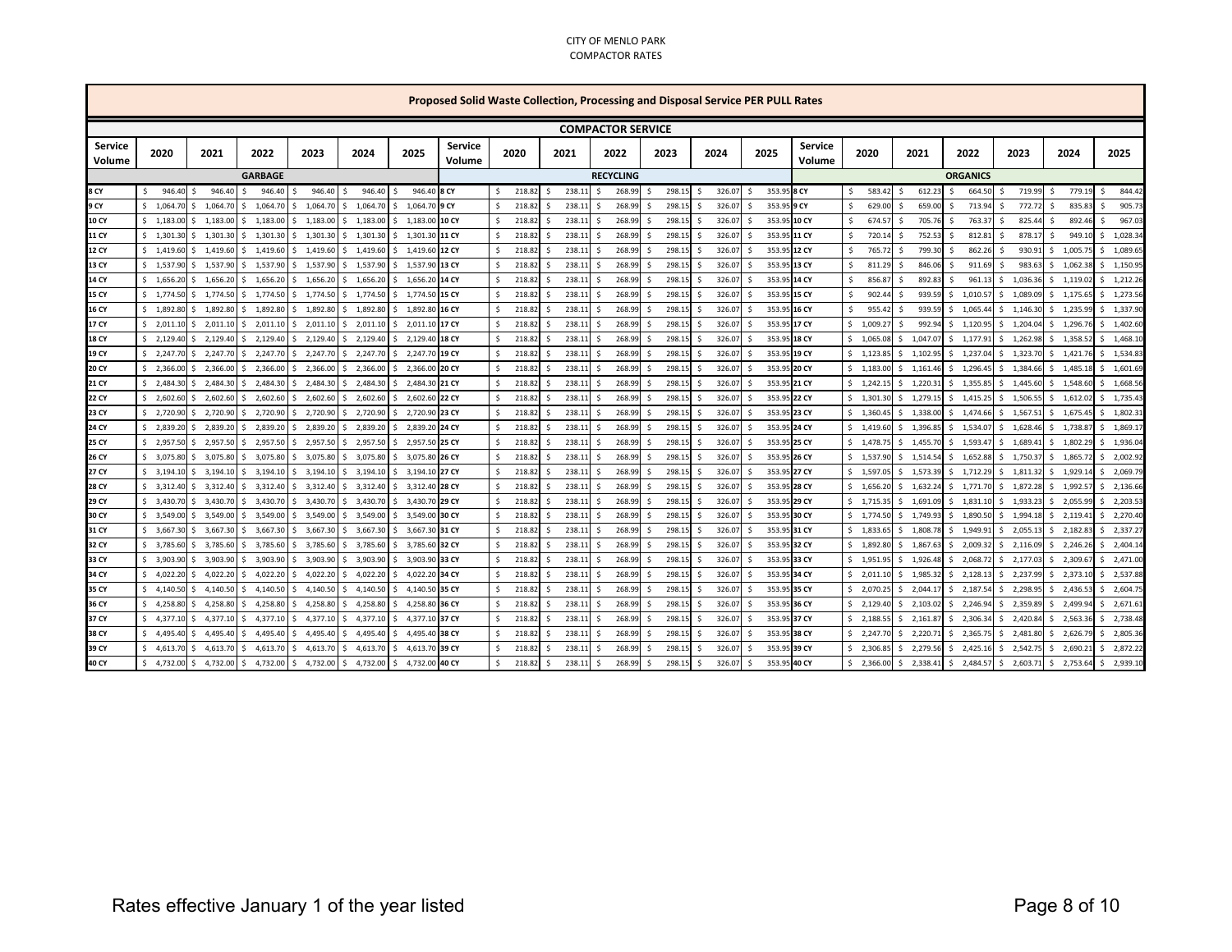CITY OF MENLO PARK
COMPACTOR RATES

| Proposed Solid Waste Collection, Processing and Disposal Service PER PULL Rates | | | | | | | | | | | | | | | | | | | | |
|---|---|---|---|---|---|---|---|---|---|---|---|---|---|---|---|---|---|---|---|---|
| COMPACTOR SERVICE | | | | | | | | | | | | | | | | | | | | |
| Service Volume | 2020 | 2021 | 2022 | 2023 | 2024 | 2025 | Service Volume | 2020 | 2021 | 2022 | 2023 | 2024 | 2025 | Service Volume | 2020 | 2021 | 2022 | 2023 | 2024 | 2025 |
| GARBAGE | | | | | | | RECYCLING | | | | | | | ORGANICS | | | | | | |
| 8 CY | $ 946.40 | $ 946.40 | $ 946.40 | $ 946.40 | $ 946.40 | $ 946.40 | 8 CY | $ 218.82 | $ 238.11 | $ 268.99 | $ 298.15 | $ 326.07 | $ 353.95 | 8 CY | $ 583.42 | $ 612.23 | $ 664.50 | $ 719.99 | $ 779.19 | $ 844.42 |
| 9 CY | $ 1,064.70 | $ 1,064.70 | $ 1,064.70 | $ 1,064.70 | $ 1,064.70 | $ 1,064.70 | 9 CY | $ 218.82 | $ 238.11 | $ 268.99 | $ 298.15 | $ 326.07 | $ 353.95 | 9 CY | $ 629.00 | $ 659.00 | $ 713.94 | $ 772.72 | $ 835.83 | $ 905.73 |
| 10 CY | $ 1,183.00 | $ 1,183.00 | $ 1,183.00 | $ 1,183.00 | $ 1,183.00 | $ 1,183.00 | 10 CY | $ 218.82 | $ 238.11 | $ 268.99 | $ 298.15 | $ 326.07 | $ 353.95 | 10 CY | $ 674.57 | $ 705.76 | $ 763.37 | $ 825.44 | $ 892.46 | $ 967.03 |
| 11 CY | $ 1,301.30 | $ 1,301.30 | $ 1,301.30 | $ 1,301.30 | $ 1,301.30 | $ 1,301.30 | 11 CY | $ 218.82 | $ 238.11 | $ 268.99 | $ 298.15 | $ 326.07 | $ 353.95 | 11 CY | $ 720.14 | $ 752.53 | $ 812.81 | $ 878.17 | $ 949.10 | $ 1,028.34 |
| 12 CY | $ 1,419.60 | $ 1,419.60 | $ 1,419.60 | $ 1,419.60 | $ 1,419.60 | $ 1,419.60 | 12 CY | $ 218.82 | $ 238.11 | $ 268.99 | $ 298.15 | $ 326.07 | $ 353.95 | 12 CY | $ 765.72 | $ 799.30 | $ 862.26 | $ 930.91 | $ 1,005.75 | $ 1,089.65 |
| 13 CY | $ 1,537.90 | $ 1,537.90 | $ 1,537.90 | $ 1,537.90 | $ 1,537.90 | $ 1,537.90 | 13 CY | $ 218.82 | $ 238.11 | $ 268.99 | $ 298.15 | $ 326.07 | $ 353.95 | 13 CY | $ 811.29 | $ 846.06 | $ 911.69 | $ 983.63 | $ 1,062.38 | $ 1,150.95 |
| 14 CY | $ 1,656.20 | $ 1,656.20 | $ 1,656.20 | $ 1,656.20 | $ 1,656.20 | $ 1,656.20 | 14 CY | $ 218.82 | $ 238.11 | $ 268.99 | $ 298.15 | $ 326.07 | $ 353.95 | 14 CY | $ 856.87 | $ 892.83 | $ 961.13 | $ 1,036.36 | $ 1,119.02 | $ 1,212.26 |
| 15 CY | $ 1,774.50 | $ 1,774.50 | $ 1,774.50 | $ 1,774.50 | $ 1,774.50 | $ 1,774.50 | 15 CY | $ 218.82 | $ 238.11 | $ 268.99 | $ 298.15 | $ 326.07 | $ 353.95 | 15 CY | $ 902.44 | $ 939.59 | $ 1,010.57 | $ 1,089.09 | $ 1,175.65 | $ 1,273.56 |
| 16 CY | $ 1,892.80 | $ 1,892.80 | $ 1,892.80 | $ 1,892.80 | $ 1,892.80 | $ 1,892.80 | 16 CY | $ 218.82 | $ 238.11 | $ 268.99 | $ 298.15 | $ 326.07 | $ 353.95 | 16 CY | $ 955.42 | $ 939.59 | $ 1,065.44 | $ 1,146.30 | $ 1,235.99 | $ 1,337.90 |
| 17 CY | $ 2,011.10 | $ 2,011.10 | $ 2,011.10 | $ 2,011.10 | $ 2,011.10 | $ 2,011.10 | 17 CY | $ 218.82 | $ 238.11 | $ 268.99 | $ 298.15 | $ 326.07 | $ 353.95 | 17 CY | $ 1,009.27 | $ 992.94 | $ 1,120.95 | $ 1,204.04 | $ 1,296.76 | $ 1,402.60 |
| 18 CY | $ 2,129.40 | $ 2,129.40 | $ 2,129.40 | $ 2,129.40 | $ 2,129.40 | $ 2,129.40 | 18 CY | $ 218.82 | $ 238.11 | $ 268.99 | $ 298.15 | $ 326.07 | $ 353.95 | 18 CY | $ 1,065.08 | $ 1,047.07 | $ 1,177.91 | $ 1,262.98 | $ 1,358.52 | $ 1,468.10 |
| 19 CY | $ 2,247.70 | $ 2,247.70 | $ 2,247.70 | $ 2,247.70 | $ 2,247.70 | $ 2,247.70 | 19 CY | $ 218.82 | $ 238.11 | $ 268.99 | $ 298.15 | $ 326.07 | $ 353.95 | 19 CY | $ 1,123.85 | $ 1,102.95 | $ 1,237.04 | $ 1,323.70 | $ 1,421.76 | $ 1,534.83 |
| 20 CY | $ 2,366.00 | $ 2,366.00 | $ 2,366.00 | $ 2,366.00 | $ 2,366.00 | $ 2,366.00 | 20 CY | $ 218.82 | $ 238.11 | $ 268.99 | $ 298.15 | $ 326.07 | $ 353.95 | 20 CY | $ 1,183.00 | $ 1,161.46 | $ 1,296.45 | $ 1,384.66 | $ 1,485.18 | $ 1,601.69 |
| 21 CY | $ 2,484.30 | $ 2,484.30 | $ 2,484.30 | $ 2,484.30 | $ 2,484.30 | $ 2,484.30 | 21 CY | $ 218.82 | $ 238.11 | $ 268.99 | $ 298.15 | $ 326.07 | $ 353.95 | 21 CY | $ 1,242.15 | $ 1,220.31 | $ 1,355.85 | $ 1,445.60 | $ 1,548.60 | $ 1,668.56 |
| 22 CY | $ 2,602.60 | $ 2,602.60 | $ 2,602.60 | $ 2,602.60 | $ 2,602.60 | $ 2,602.60 | 22 CY | $ 218.82 | $ 238.11 | $ 268.99 | $ 298.15 | $ 326.07 | $ 353.95 | 22 CY | $ 1,301.30 | $ 1,279.15 | $ 1,415.25 | $ 1,506.55 | $ 1,612.02 | $ 1,735.43 |
| 23 CY | $ 2,720.90 | $ 2,720.90 | $ 2,720.90 | $ 2,720.90 | $ 2,720.90 | $ 2,720.90 | 23 CY | $ 218.82 | $ 238.11 | $ 268.99 | $ 298.15 | $ 326.07 | $ 353.95 | 23 CY | $ 1,360.45 | $ 1,338.00 | $ 1,474.66 | $ 1,567.51 | $ 1,675.45 | $ 1,802.31 |
| 24 CY | $ 2,839.20 | $ 2,839.20 | $ 2,839.20 | $ 2,839.20 | $ 2,839.20 | $ 2,839.20 | 24 CY | $ 218.82 | $ 238.11 | $ 268.99 | $ 298.15 | $ 326.07 | $ 353.95 | 24 CY | $ 1,419.60 | $ 1,396.85 | $ 1,534.07 | $ 1,628.46 | $ 1,738.87 | $ 1,869.17 |
| 25 CY | $ 2,957.50 | $ 2,957.50 | $ 2,957.50 | $ 2,957.50 | $ 2,957.50 | $ 2,957.50 | 25 CY | $ 218.82 | $ 238.11 | $ 268.99 | $ 298.15 | $ 326.07 | $ 353.95 | 25 CY | $ 1,478.75 | $ 1,455.70 | $ 1,593.47 | $ 1,689.41 | $ 1,802.29 | $ 1,936.04 |
| 26 CY | $ 3,075.80 | $ 3,075.80 | $ 3,075.80 | $ 3,075.80 | $ 3,075.80 | $ 3,075.80 | 26 CY | $ 218.82 | $ 238.11 | $ 268.99 | $ 298.15 | $ 326.07 | $ 353.95 | 26 CY | $ 1,537.90 | $ 1,514.54 | $ 1,652.88 | $ 1,750.37 | $ 1,865.72 | $ 2,002.92 |
| 27 CY | $ 3,194.10 | $ 3,194.10 | $ 3,194.10 | $ 3,194.10 | $ 3,194.10 | $ 3,194.10 | 27 CY | $ 218.82 | $ 238.11 | $ 268.99 | $ 298.15 | $ 326.07 | $ 353.95 | 27 CY | $ 1,597.05 | $ 1,573.39 | $ 1,712.29 | $ 1,811.32 | $ 1,929.14 | $ 2,069.79 |
| 28 CY | $ 3,312.40 | $ 3,312.40 | $ 3,312.40 | $ 3,312.40 | $ 3,312.40 | $ 3,312.40 | 28 CY | $ 218.82 | $ 238.11 | $ 268.99 | $ 298.15 | $ 326.07 | $ 353.95 | 28 CY | $ 1,656.20 | $ 1,632.24 | $ 1,771.70 | $ 1,872.28 | $ 1,992.57 | $ 2,136.66 |
| 29 CY | $ 3,430.70 | $ 3,430.70 | $ 3,430.70 | $ 3,430.70 | $ 3,430.70 | $ 3,430.70 | 29 CY | $ 218.82 | $ 238.11 | $ 268.99 | $ 298.15 | $ 326.07 | $ 353.95 | 29 CY | $ 1,715.35 | $ 1,691.09 | $ 1,831.10 | $ 1,933.23 | $ 2,055.99 | $ 2,203.53 |
| 30 CY | $ 3,549.00 | $ 3,549.00 | $ 3,549.00 | $ 3,549.00 | $ 3,549.00 | $ 3,549.00 | 30 CY | $ 218.82 | $ 238.11 | $ 268.99 | $ 298.15 | $ 326.07 | $ 353.95 | 30 CY | $ 1,774.50 | $ 1,749.93 | $ 1,890.50 | $ 1,994.18 | $ 2,119.41 | $ 2,270.40 |
| 31 CY | $ 3,667.30 | $ 3,667.30 | $ 3,667.30 | $ 3,667.30 | $ 3,667.30 | $ 3,667.30 | 31 CY | $ 218.82 | $ 238.11 | $ 268.99 | $ 298.15 | $ 326.07 | $ 353.95 | 31 CY | $ 1,833.65 | $ 1,808.78 | $ 1,949.91 | $ 2,055.13 | $ 2,182.83 | $ 2,337.27 |
| 32 CY | $ 3,785.60 | $ 3,785.60 | $ 3,785.60 | $ 3,785.60 | $ 3,785.60 | $ 3,785.60 | 32 CY | $ 218.82 | $ 238.11 | $ 268.99 | $ 298.15 | $ 326.07 | $ 353.95 | 32 CY | $ 1,892.80 | $ 1,867.63 | $ 2,009.32 | $ 2,116.09 | $ 2,246.26 | $ 2,404.14 |
| 33 CY | $ 3,903.90 | $ 3,903.90 | $ 3,903.90 | $ 3,903.90 | $ 3,903.90 | $ 3,903.90 | 33 CY | $ 218.82 | $ 238.11 | $ 268.99 | $ 298.15 | $ 326.07 | $ 353.95 | 33 CY | $ 1,951.95 | $ 1,926.48 | $ 2,068.72 | $ 2,177.03 | $ 2,309.67 | $ 2,471.00 |
| 34 CY | $ 4,022.20 | $ 4,022.20 | $ 4,022.20 | $ 4,022.20 | $ 4,022.20 | $ 4,022.20 | 34 CY | $ 218.82 | $ 238.11 | $ 268.99 | $ 298.15 | $ 326.07 | $ 353.95 | 34 CY | $ 2,011.10 | $ 1,985.32 | $ 2,128.13 | $ 2,237.99 | $ 2,373.10 | $ 2,537.88 |
| 35 CY | $ 4,140.50 | $ 4,140.50 | $ 4,140.50 | $ 4,140.50 | $ 4,140.50 | $ 4,140.50 | 35 CY | $ 218.82 | $ 238.11 | $ 268.99 | $ 298.15 | $ 326.07 | $ 353.95 | 35 CY | $ 2,070.25 | $ 2,044.17 | $ 2,187.54 | $ 2,298.95 | $ 2,436.53 | $ 2,604.75 |
| 36 CY | $ 4,258.80 | $ 4,258.80 | $ 4,258.80 | $ 4,258.80 | $ 4,258.80 | $ 4,258.80 | 36 CY | $ 218.82 | $ 238.11 | $ 268.99 | $ 298.15 | $ 326.07 | $ 353.95 | 36 CY | $ 2,129.40 | $ 2,103.02 | $ 2,246.94 | $ 2,359.89 | $ 2,499.94 | $ 2,671.61 |
| 37 CY | $ 4,377.10 | $ 4,377.10 | $ 4,377.10 | $ 4,377.10 | $ 4,377.10 | $ 4,377.10 | 37 CY | $ 218.82 | $ 238.11 | $ 268.99 | $ 298.15 | $ 326.07 | $ 353.95 | 37 CY | $ 2,188.55 | $ 2,161.87 | $ 2,306.34 | $ 2,420.84 | $ 2,563.36 | $ 2,738.48 |
| 38 CY | $ 4,495.40 | $ 4,495.40 | $ 4,495.40 | $ 4,495.40 | $ 4,495.40 | $ 4,495.40 | 38 CY | $ 218.82 | $ 238.11 | $ 268.99 | $ 298.15 | $ 326.07 | $ 353.95 | 38 CY | $ 2,247.70 | $ 2,220.71 | $ 2,365.75 | $ 2,481.80 | $ 2,626.79 | $ 2,805.36 |
| 39 CY | $ 4,613.70 | $ 4,613.70 | $ 4,613.70 | $ 4,613.70 | $ 4,613.70 | $ 4,613.70 | 39 CY | $ 218.82 | $ 238.11 | $ 268.99 | $ 298.15 | $ 326.07 | $ 353.95 | 39 CY | $ 2,306.85 | $ 2,279.56 | $ 2,425.16 | $ 2,542.75 | $ 2,690.21 | $ 2,872.22 |
| 40 CY | $ 4,732.00 | $ 4,732.00 | $ 4,732.00 | $ 4,732.00 | $ 4,732.00 | $ 4,732.00 | 40 CY | $ 218.82 | $ 238.11 | $ 268.99 | $ 298.15 | $ 326.07 | $ 353.95 | 40 CY | $ 2,366.00 | $ 2,338.41 | $ 2,484.57 | $ 2,603.71 | $ 2,753.64 | $ 2,939.10 |

Rates effective January 1 of the year listed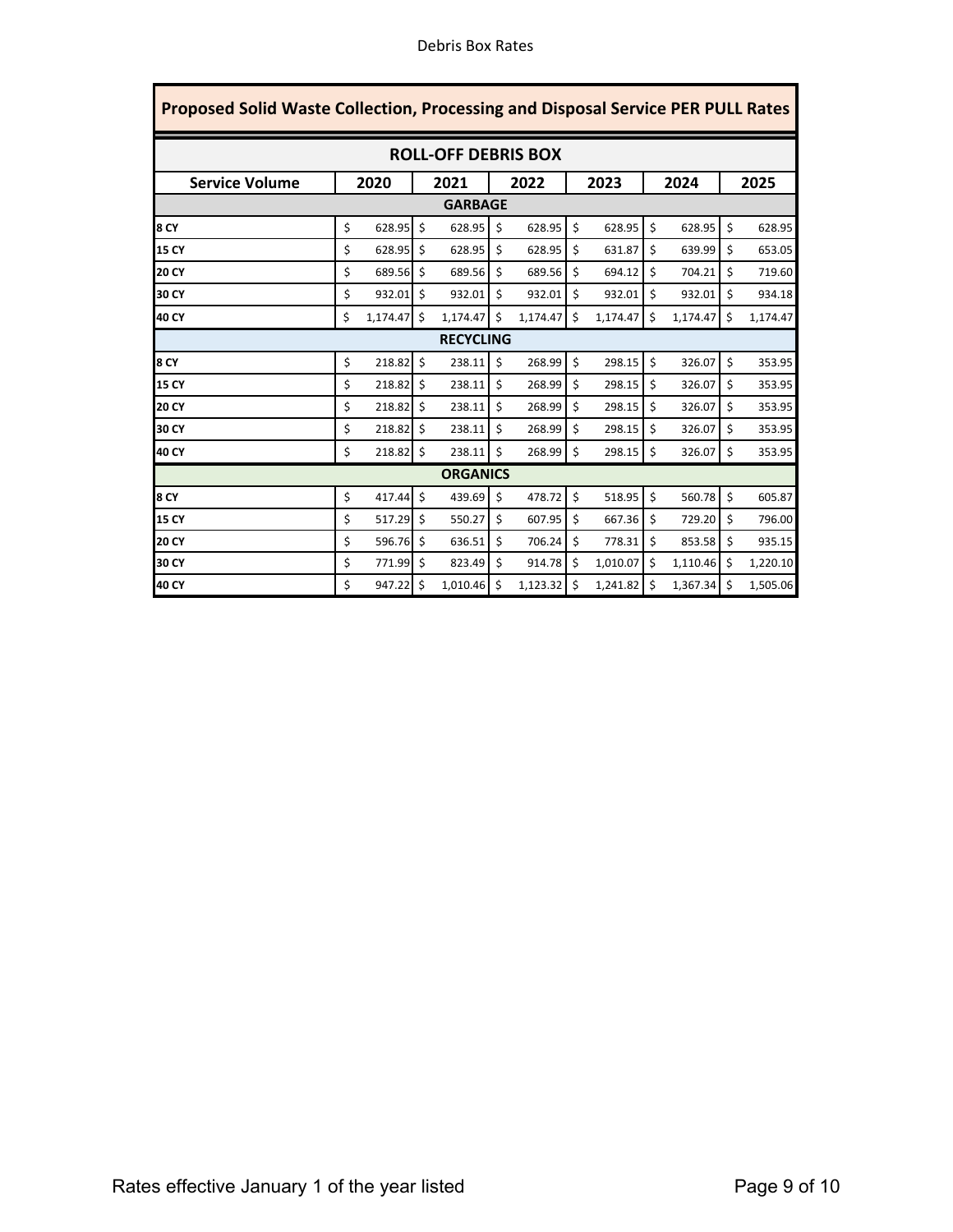# Debris Box Rates

## Proposed Solid Waste Collection, Processing and Disposal Service PER PULL Rates

| ROLL-OFF DEBRIS BOX | | | | | | |
|---|---|---|---|---|---|---|
| **Service Volume** | **2020** | **2021** | **2022** | **2023** | **2024** | **2025** |
| **GARBAGE** | | | | | | |
| **8 CY** | $ 628.95 | $ 628.95 | $ 628.95 | $ 628.95 | $ 628.95 | $ 628.95 |
| **15 CY** | $ 628.95 | $ 628.95 | $ 628.95 | $ 631.87 | $ 639.99 | $ 653.05 |
| **20 CY** | $ 689.56 | $ 689.56 | $ 689.56 | $ 694.12 | $ 704.21 | $ 719.60 |
| **30 CY** | $ 932.01 | $ 932.01 | $ 932.01 | $ 932.01 | $ 932.01 | $ 934.18 |
| **40 CY** | $ 1,174.47 | $ 1,174.47 | $ 1,174.47 | $ 1,174.47 | $ 1,174.47 | $ 1,174.47 |
| **RECYCLING** | | | | | | |
| **8 CY** | $ 218.82 | $ 238.11 | $ 268.99 | $ 298.15 | $ 326.07 | $ 353.95 |
| **15 CY** | $ 218.82 | $ 238.11 | $ 268.99 | $ 298.15 | $ 326.07 | $ 353.95 |
| **20 CY** | $ 218.82 | $ 238.11 | $ 268.99 | $ 298.15 | $ 326.07 | $ 353.95 |
| **30 CY** | $ 218.82 | $ 238.11 | $ 268.99 | $ 298.15 | $ 326.07 | $ 353.95 |
| **40 CY** | $ 218.82 | $ 238.11 | $ 268.99 | $ 298.15 | $ 326.07 | $ 353.95 |
| **ORGANICS** | | | | | | |
| **8 CY** | $ 417.44 | $ 439.69 | $ 478.72 | $ 518.95 | $ 560.78 | $ 605.87 |
| **15 CY** | $ 517.29 | $ 550.27 | $ 607.95 | $ 667.36 | $ 729.20 | $ 796.00 |
| **20 CY** | $ 596.76 | $ 636.51 | $ 706.24 | $ 778.31 | $ 853.58 | $ 935.15 |
| **30 CY** | $ 771.99 | $ 823.49 | $ 914.78 | $ 1,010.07 | $ 1,110.46 | $ 1,220.10 |
| **40 CY** | $ 947.22 | $ 1,010.46 | $ 1,123.32 | $ 1,241.82 | $ 1,367.34 | $ 1,505.06 |

Rates effective January 1 of the year listed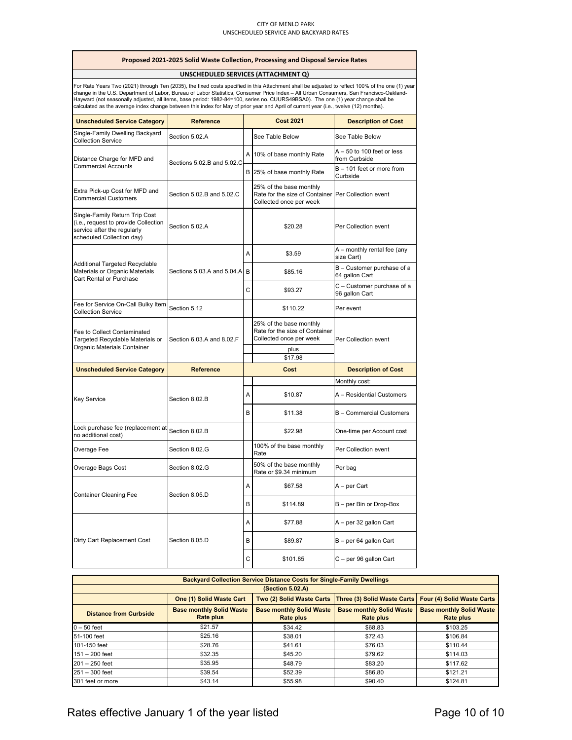CITY OF MENLO PARK
UNSCHEDULED SERVICE AND BACKYARD RATES

## Proposed 2021-2025 Solid Waste Collection, Processing and Disposal Service Rates

### UNSCHEDULED SERVICES (ATTACHMENT Q)

For Rate Years Two (2021) through Ten (2035), the fixed costs specified in this Attachment shall be adjusted to reflect 100% of the one (1) year change in the U.S. Department of Labor, Bureau of Labor Statistics, Consumer Price Index – All Urban Consumers, San Francisco-Oakland-Hayward (not seasonally adjusted, all items, base period: 1982-84=100, series no. CUURS49BSA0). The one (1) year change shall be calculated as the average index change between this index for May of prior year and April of current year (i.e., twelve (12) months).

| Unscheduled Service Category | Reference | | Cost 2021 | Description of Cost |
|---|---|---|---|---|
| Single-Family Dwelling Backyard Collection Service | Section 5.02.A | | See Table Below | See Table Below |
| Distance Charge for MFD and Commercial Accounts | Sections 5.02.B and 5.02.C | A | 10% of base monthly Rate | A – 50 to 100 feet or less from Curbside |
| | | B | 25% of base monthly Rate | B – 101 feet or more from Curbside |
| Extra Pick-up Cost for MFD and Commercial Customers | Section 5.02.B and 5.02.C | | 25% of the base monthly Rate for the size of Container Collected once per week | Per Collection event |
| Single-Family Return Trip Cost (i.e., request to provide Collection service after the regularly scheduled Collection day) | Section 5.02.A | | $20.28 | Per Collection event |
| Additional Targeted Recyclable Materials or Organic Materials Cart Rental or Purchase | Sections 5.03.A and 5.04.A | A | $3.59 | A – monthly rental fee (any size Cart) |
| | | B | $85.16 | B – Customer purchase of a 64 gallon Cart |
| | | C | $93.27 | C – Customer purchase of a 96 gallon Cart |
| Fee for Service On-Call Bulky Item Collection Service | Section 5.12 | | $110.22 | Per event |
| Fee to Collect Contaminated Targeted Recyclable Materials or Organic Materials Container | Section 6.03.A and 8.02.F | | 25% of the base monthly Rate for the size of Container Collected once per week<br>plus<br>$17.98 | Per Collection event |
| **Unscheduled Service Category** | **Reference** | | **Cost** | **Description of Cost** |
| Key Service | Section 8.02.B | | | Monthly cost: |
| | | A | $10.87 | A – Residential Customers |
| | | B | $11.38 | B – Commercial Customers |
| Lock purchase fee (replacement at no additional cost) | Section 8.02.B | | $22.98 | One-time per Account cost |
| Overage Fee | Section 8.02.G | | 100% of the base monthly Rate | Per Collection event |
| Overage Bags Cost | Section 8.02.G | | 50% of the base monthly Rate or $9.34 minimum | Per bag |
| Container Cleaning Fee | Section 8.05.D | A | $67.58 | A – per Cart |
| | | B | $114.89 | B – per Bin or Drop-Box |
| Dirty Cart Replacement Cost | Section 8.05.D | A | $77.88 | A – per 32 gallon Cart |
| | | B | $89.87 | B – per 64 gallon Cart |
| | | C | $101.85 | C – per 96 gallon Cart |

### Backyard Collection Service Distance Costs for Single-Family Dwellings (Section 5.02.A)

| | One (1) Solid Waste Cart | Two (2) Solid Waste Carts | Three (3) Solid Waste Carts | Four (4) Solid Waste Carts |
|---|---|---|---|---|
| **Distance from Curbside** | **Base monthly Solid Waste Rate plus** | **Base monthly Solid Waste Rate plus** | **Base monthly Solid Waste Rate plus** | **Base monthly Solid Waste Rate plus** |
| 0 – 50 feet | $21.57 | $34.42 | $68.83 | $103.25 |
| 51-100 feet | $25.16 | $38.01 | $72.43 | $106.84 |
| 101-150 feet | $28.76 | $41.61 | $76.03 | $110.44 |
| 151 – 200 feet | $32.35 | $45.20 | $79.62 | $114.03 |
| 201 – 250 feet | $35.95 | $48.79 | $83.20 | $117.62 |
| 251 – 300 feet | $39.54 | $52.39 | $86.80 | $121.21 |
| 301 feet or more | $43.14 | $55.98 | $90.40 | $124.81 |

Rates effective January 1 of the year listed